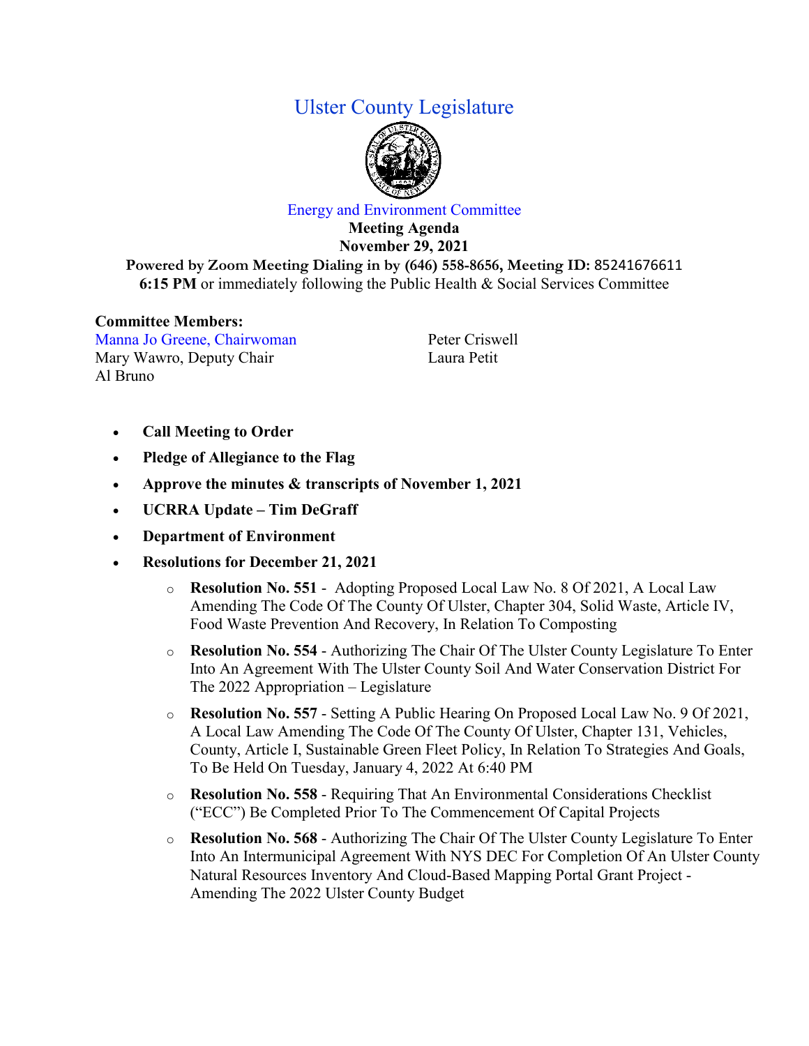# Ulster County Legislature

## Energy and Environment Committee

**Meeting Agenda**
**November 29, 2021**
**Powered by Zoom Meeting Dialing in by (646) 558-8656, Meeting ID:** 85241676611
**6:15 PM** or immediately following the Public Health & Social Services Committee

**Committee Members:**
Manna Jo Greene, Chairwoman
Mary Wawro, Deputy Chair
Al Bruno
Peter Criswell
Laura Petit

- **Call Meeting to Order**
- **Pledge of Allegiance to the Flag**
- **Approve the minutes & transcripts of November 1, 2021**
- **UCRRA Update – Tim DeGraff**
- **Department of Environment**
- **Resolutions for December 21, 2021**
  - **Resolution No. 551** - Adopting Proposed Local Law No. 8 Of 2021, A Local Law Amending The Code Of The County Of Ulster, Chapter 304, Solid Waste, Article IV, Food Waste Prevention And Recovery, In Relation To Composting
  - **Resolution No. 554** - Authorizing The Chair Of The Ulster County Legislature To Enter Into An Agreement With The Ulster County Soil And Water Conservation District For The 2022 Appropriation – Legislature
  - **Resolution No. 557** - Setting A Public Hearing On Proposed Local Law No. 9 Of 2021, A Local Law Amending The Code Of The County Of Ulster, Chapter 131, Vehicles, County, Article I, Sustainable Green Fleet Policy, In Relation To Strategies And Goals, To Be Held On Tuesday, January 4, 2022 At 6:40 PM
  - **Resolution No. 558** - Requiring That An Environmental Considerations Checklist ("ECC") Be Completed Prior To The Commencement Of Capital Projects
  - **Resolution No. 568** - Authorizing The Chair Of The Ulster County Legislature To Enter Into An Intermunicipal Agreement With NYS DEC For Completion Of An Ulster County Natural Resources Inventory And Cloud-Based Mapping Portal Grant Project - Amending The 2022 Ulster County Budget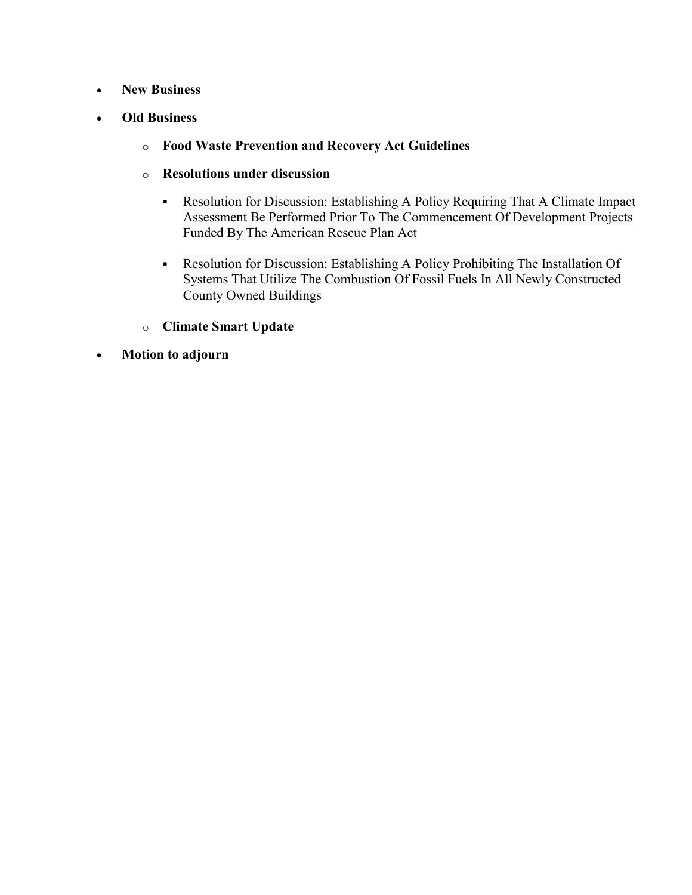- **New Business**
- **Old Business**
  - **Food Waste Prevention and Recovery Act Guidelines**
  - **Resolutions under discussion**
    - Resolution for Discussion: Establishing A Policy Requiring That A Climate Impact Assessment Be Performed Prior To The Commencement Of Development Projects Funded By The American Rescue Plan Act
    - Resolution for Discussion: Establishing A Policy Prohibiting The Installation Of Systems That Utilize The Combustion Of Fossil Fuels In All Newly Constructed County Owned Buildings
  - **Climate Smart Update**
- **Motion to adjourn**